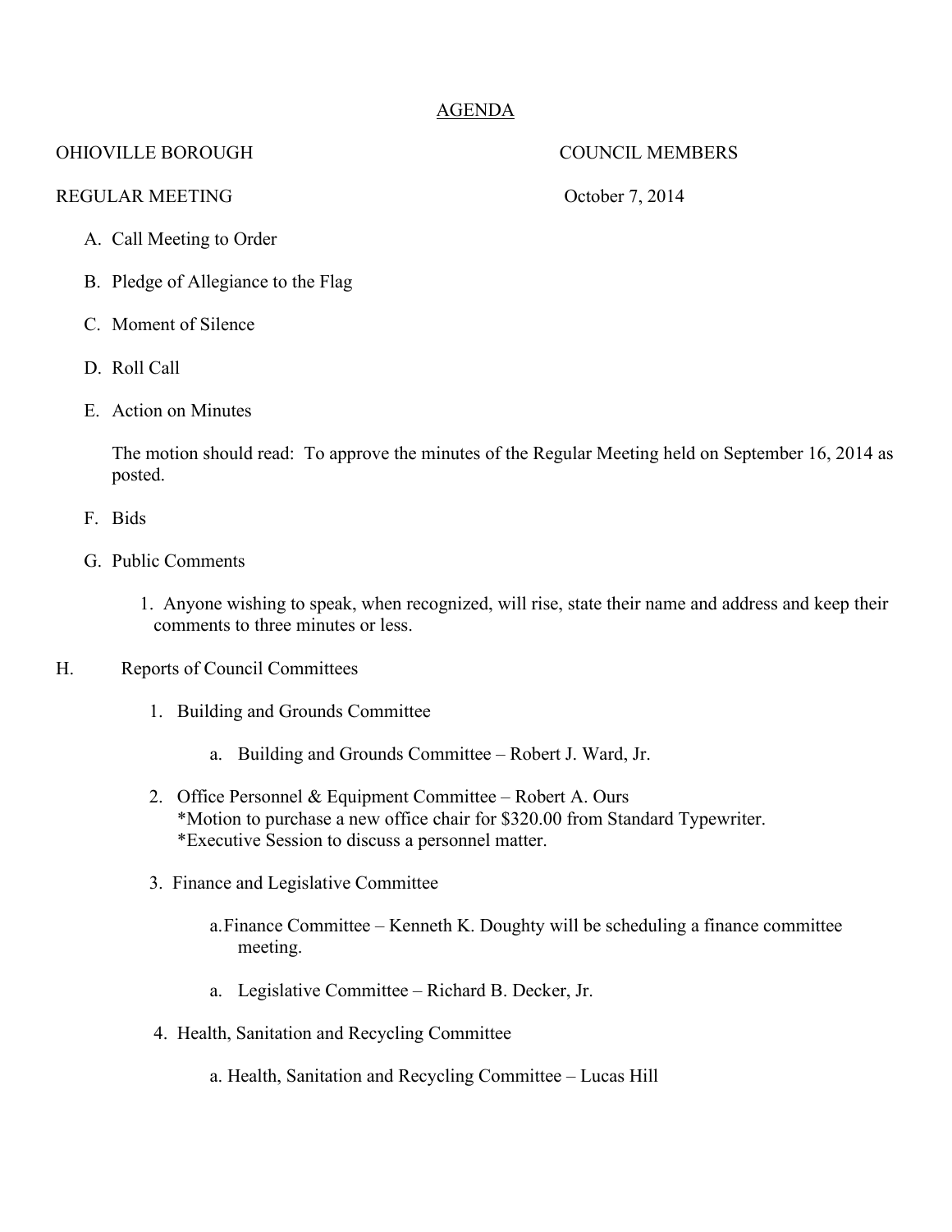# AGENDA

OHIOVILLE BOROUGH COUNCIL MEMBERS

REGULAR MEETING October 7, 2014

A. Call Meeting to Order

B. Pledge of Allegiance to the Flag

C. Moment of Silence

D. Roll Call

E. Action on Minutes

The motion should read: To approve the minutes of the Regular Meeting held on September 16, 2014 as posted.

F. Bids

G. Public Comments

1. Anyone wishing to speak, when recognized, will rise, state their name and address and keep their comments to three minutes or less.

H. Reports of Council Committees

1. Building and Grounds Committee

   a. Building and Grounds Committee – Robert J. Ward, Jr.

2. Office Personnel & Equipment Committee – Robert A. Ours
   *Motion to purchase a new office chair for $320.00 from Standard Typewriter.
   *Executive Session to discuss a personnel matter.

3. Finance and Legislative Committee

   a. Finance Committee – Kenneth K. Doughty will be scheduling a finance committee meeting.

   a. Legislative Committee – Richard B. Decker, Jr.

4. Health, Sanitation and Recycling Committee

   a. Health, Sanitation and Recycling Committee – Lucas Hill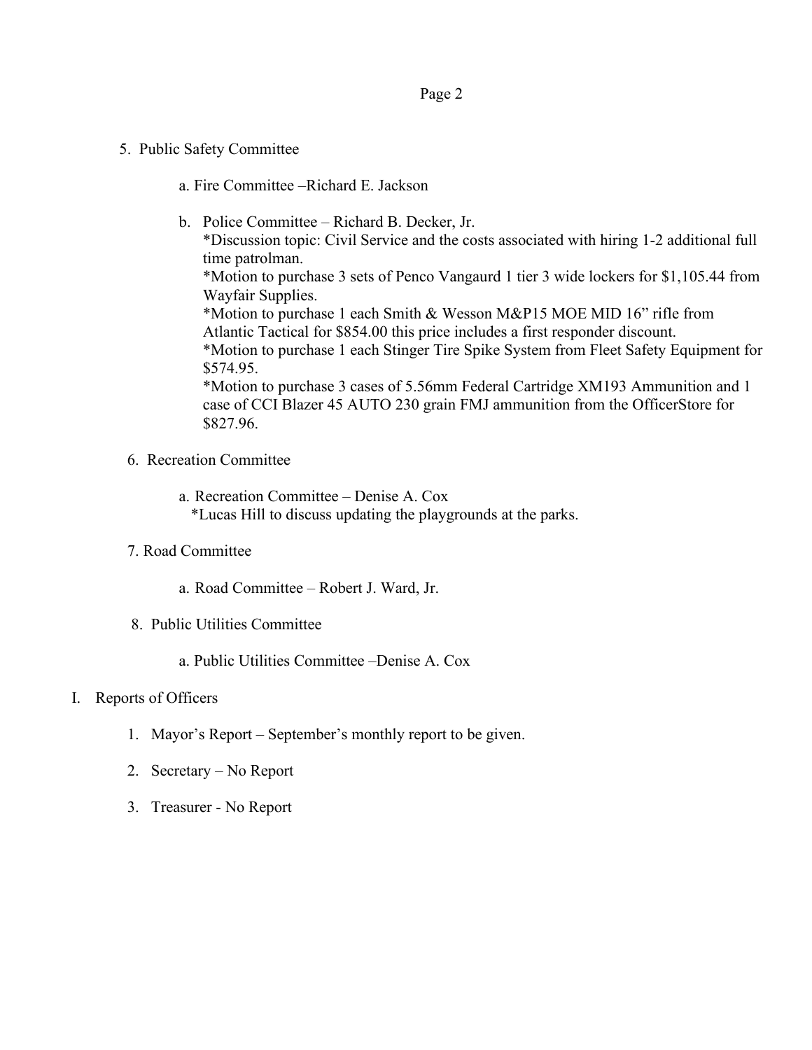5. Public Safety Committee

   a. Fire Committee –Richard E. Jackson

   b. Police Committee – Richard B. Decker, Jr.
      *Discussion topic: Civil Service and the costs associated with hiring 1-2 additional full time patrolman.
      *Motion to purchase 3 sets of Penco Vangaurd 1 tier 3 wide lockers for $1,105.44 from Wayfair Supplies.
      *Motion to purchase 1 each Smith & Wesson M&P15 MOE MID 16" rifle from Atlantic Tactical for $854.00 this price includes a first responder discount.
      *Motion to purchase 1 each Stinger Tire Spike System from Fleet Safety Equipment for $574.95.
      *Motion to purchase 3 cases of 5.56mm Federal Cartridge XM193 Ammunition and 1 case of CCI Blazer 45 AUTO 230 grain FMJ ammunition from the OfficerStore for $827.96.

6. Recreation Committee

   a. Recreation Committee – Denise A. Cox
      *Lucas Hill to discuss updating the playgrounds at the parks.

7. Road Committee

   a. Road Committee – Robert J. Ward, Jr.

8. Public Utilities Committee

   a. Public Utilities Committee –Denise A. Cox

I. Reports of Officers

   1. Mayor's Report – September's monthly report to be given.

   2. Secretary – No Report

   3. Treasurer - No Report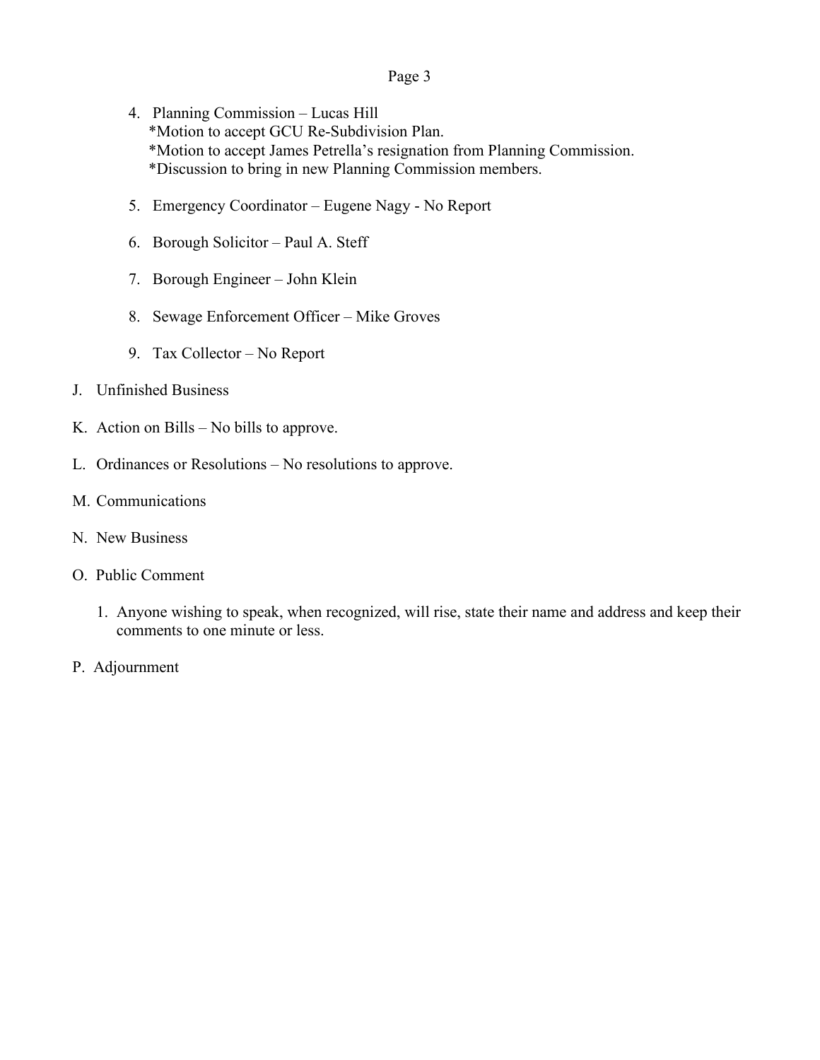4. Planning Commission – Lucas Hill
   *Motion to accept GCU Re-Subdivision Plan.
   *Motion to accept James Petrella's resignation from Planning Commission.
   *Discussion to bring in new Planning Commission members.

5. Emergency Coordinator – Eugene Nagy - No Report

6. Borough Solicitor – Paul A. Steff

7. Borough Engineer – John Klein

8. Sewage Enforcement Officer – Mike Groves

9. Tax Collector – No Report

J. Unfinished Business

K. Action on Bills – No bills to approve.

L. Ordinances or Resolutions – No resolutions to approve.

M. Communications

N. New Business

O. Public Comment

   1. Anyone wishing to speak, when recognized, will rise, state their name and address and keep their comments to one minute or less.

P. Adjournment